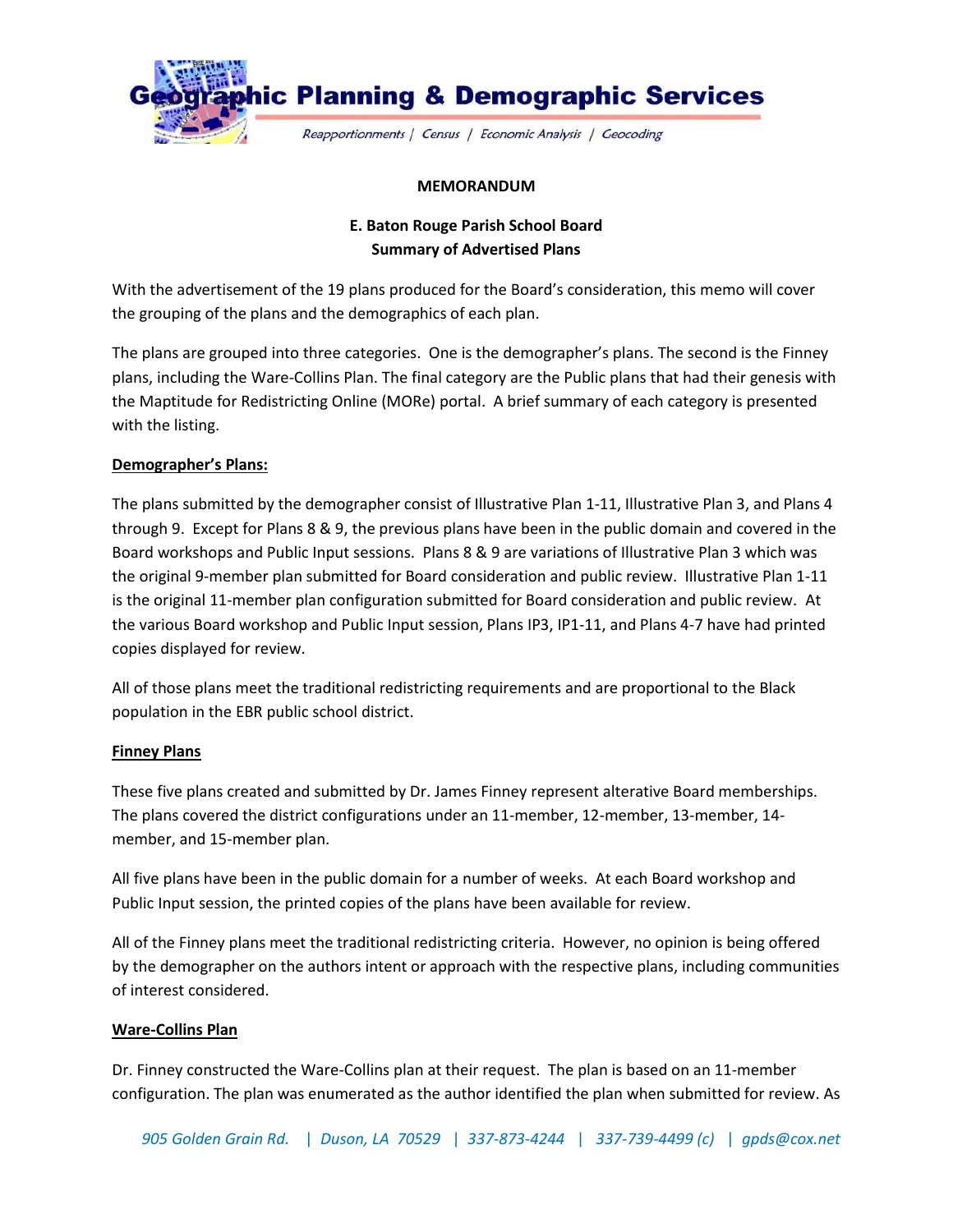# Geographic Planning & Demographic Services

*Reapportionments | Census | Economic Analysis | Geocoding*

**MEMORANDUM**

**E. Baton Rouge Parish School Board**
**Summary of Advertised Plans**

With the advertisement of the 19 plans produced for the Board's consideration, this memo will cover the grouping of the plans and the demographics of each plan.

The plans are grouped into three categories. One is the demographer's plans. The second is the Finney plans, including the Ware-Collins Plan. The final category are the Public plans that had their genesis with the Maptitude for Redistricting Online (MORe) portal. A brief summary of each category is presented with the listing.

**Demographer's Plans:**

The plans submitted by the demographer consist of Illustrative Plan 1-11, Illustrative Plan 3, and Plans 4 through 9. Except for Plans 8 & 9, the previous plans have been in the public domain and covered in the Board workshops and Public Input sessions. Plans 8 & 9 are variations of Illustrative Plan 3 which was the original 9-member plan submitted for Board consideration and public review. Illustrative Plan 1-11 is the original 11-member plan configuration submitted for Board consideration and public review. At the various Board workshop and Public Input session, Plans IP3, IP1-11, and Plans 4-7 have had printed copies displayed for review.

All of those plans meet the traditional redistricting requirements and are proportional to the Black population in the EBR public school district.

**Finney Plans**

These five plans created and submitted by Dr. James Finney represent alterative Board memberships. The plans covered the district configurations under an 11-member, 12-member, 13-member, 14-member, and 15-member plan.

All five plans have been in the public domain for a number of weeks. At each Board workshop and Public Input session, the printed copies of the plans have been available for review.

All of the Finney plans meet the traditional redistricting criteria. However, no opinion is being offered by the demographer on the authors intent or approach with the respective plans, including communities of interest considered.

**Ware-Collins Plan**

Dr. Finney constructed the Ware-Collins plan at their request. The plan is based on an 11-member configuration. The plan was enumerated as the author identified the plan when submitted for review. As

*905 Golden Grain Rd. | Duson, LA 70529 | 337-873-4244 | 337-739-4499 (c) | gpds@cox.net*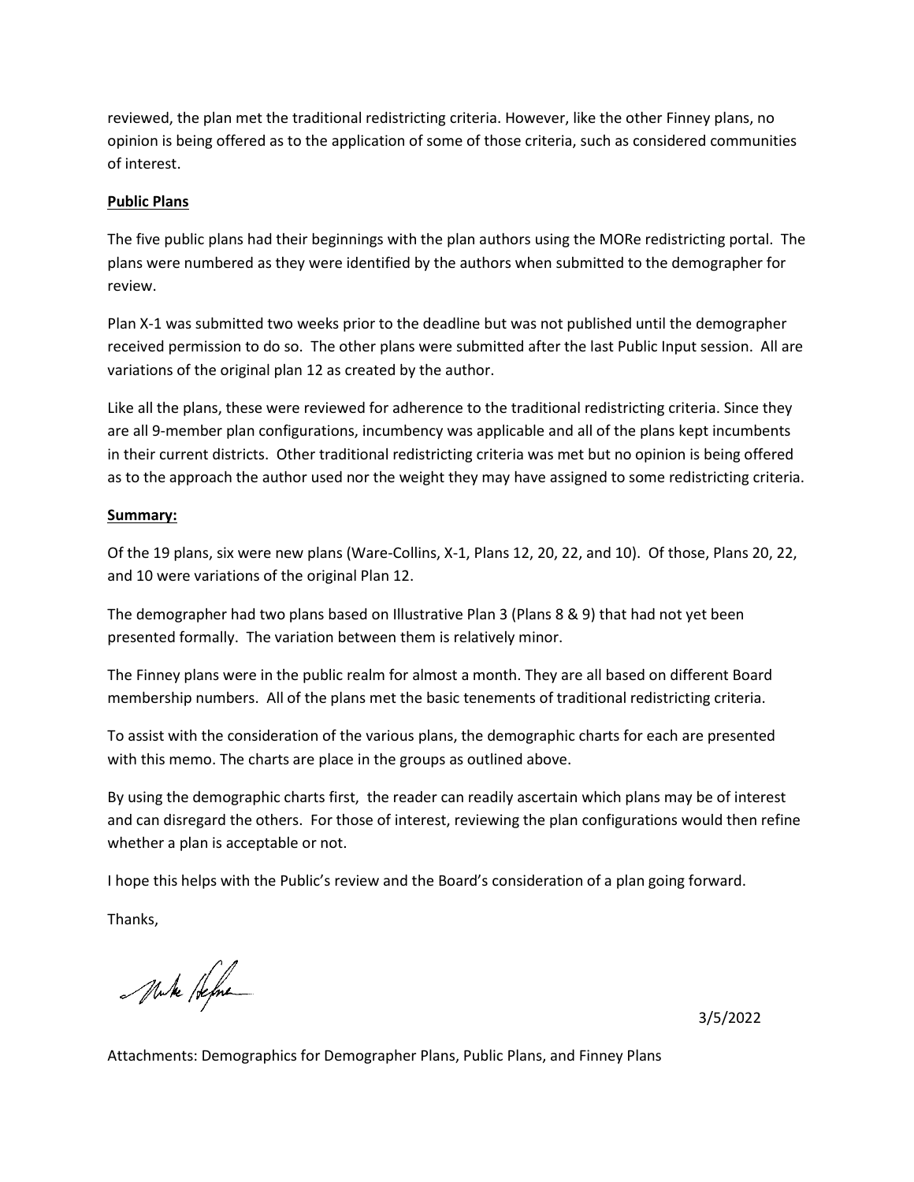reviewed, the plan met the traditional redistricting criteria. However, like the other Finney plans, no opinion is being offered as to the application of some of those criteria, such as considered communities of interest.

**Public Plans**

The five public plans had their beginnings with the plan authors using the MORe redistricting portal. The plans were numbered as they were identified by the authors when submitted to the demographer for review.

Plan X-1 was submitted two weeks prior to the deadline but was not published until the demographer received permission to do so. The other plans were submitted after the last Public Input session. All are variations of the original plan 12 as created by the author.

Like all the plans, these were reviewed for adherence to the traditional redistricting criteria. Since they are all 9-member plan configurations, incumbency was applicable and all of the plans kept incumbents in their current districts. Other traditional redistricting criteria was met but no opinion is being offered as to the approach the author used nor the weight they may have assigned to some redistricting criteria.

**Summary:**

Of the 19 plans, six were new plans (Ware-Collins, X-1, Plans 12, 20, 22, and 10). Of those, Plans 20, 22, and 10 were variations of the original Plan 12.

The demographer had two plans based on Illustrative Plan 3 (Plans 8 & 9) that had not yet been presented formally. The variation between them is relatively minor.

The Finney plans were in the public realm for almost a month. They are all based on different Board membership numbers. All of the plans met the basic tenements of traditional redistricting criteria.

To assist with the consideration of the various plans, the demographic charts for each are presented with this memo. The charts are place in the groups as outlined above.

By using the demographic charts first, the reader can readily ascertain which plans may be of interest and can disregard the others. For those of interest, reviewing the plan configurations would then refine whether a plan is acceptable or not.

I hope this helps with the Public's review and the Board's consideration of a plan going forward.

Thanks,

3/5/2022

Attachments: Demographics for Demographer Plans, Public Plans, and Finney Plans